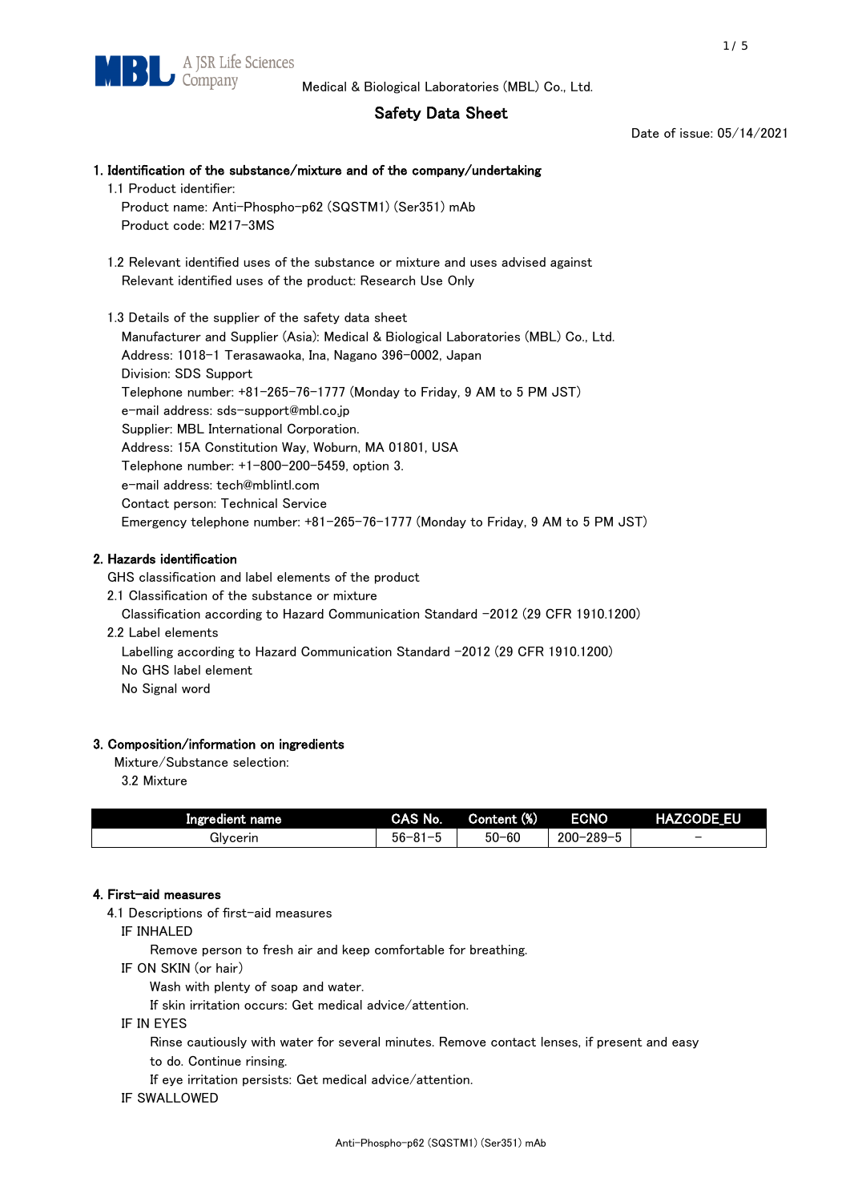Medical & Biological Laboratories (MBL) Co., Ltd.

# Safety Data Sheet

Date of issue: 05/14/2021

## 1. Identification of the substance/mixture and of the company/undertaking

1.1 Product identifier:

Product name: Anti-Phospho-p62 (SQSTM1) (Ser351) mAb

Product code: M217-3MS

1.2 Relevant identified uses of the substance or mixture and uses advised against

Relevant identified uses of the product: Research Use Only

1.3 Details of the supplier of the safety data sheet

Manufacturer and Supplier (Asia): Medical & Biological Laboratories (MBL) Co., Ltd.

Address: 1018-1 Terasawaoka, Ina, Nagano 396-0002, Japan

Division: SDS Support

Telephone number: +81-265-76-1777 (Monday to Friday, 9 AM to 5 PM JST)

e-mail address: sds-support@mbl.co.jp

Supplier: MBL International Corporation.

Address: 15A Constitution Way, Woburn, MA 01801, USA

Telephone number: +1-800-200-5459, option 3.

e-mail address: tech@mblintl.com

Contact person: Technical Service

Emergency telephone number: +81-265-76-1777 (Monday to Friday, 9 AM to 5 PM JST)

## 2. Hazards identification

GHS classification and label elements of the product

2.1 Classification of the substance or mixture

Classification according to Hazard Communication Standard -2012 (29 CFR 1910.1200)

2.2 Label elements

Labelling according to Hazard Communication Standard -2012 (29 CFR 1910.1200)

No GHS label element

No Signal word

## 3. Composition/information on ingredients

Mixture/Substance selection:

3.2 Mixture

| Ingredient name | CAS No. | Content (%) | ECNO | HAZCODE_EU |
|---|---|---|---|---|
| Glycerin | 56-81-5 | 50-60 | 200-289-5 | - |

## 4. First-aid measures

4.1 Descriptions of first-aid measures

IF INHALED

Remove person to fresh air and keep comfortable for breathing.

IF ON SKIN (or hair)

Wash with plenty of soap and water.

If skin irritation occurs: Get medical advice/attention.

IF IN EYES

Rinse cautiously with water for several minutes. Remove contact lenses, if present and easy to do. Continue rinsing.

If eye irritation persists: Get medical advice/attention.

IF SWALLOWED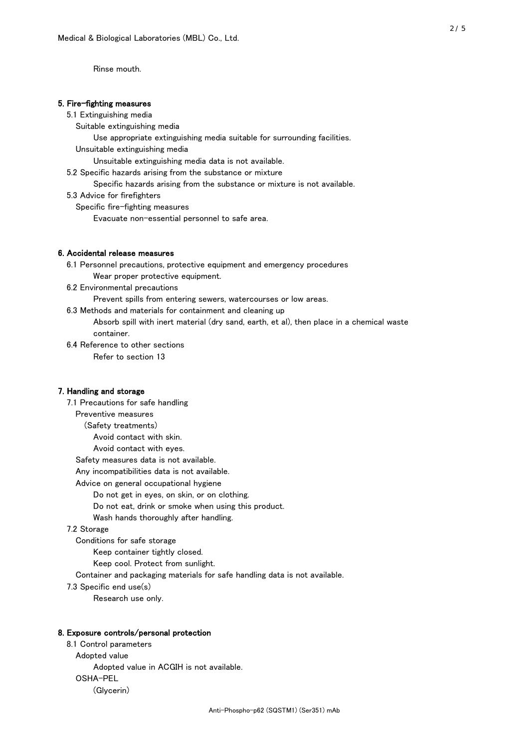Rinse mouth.

## 5. Fire-fighting measures

5.1 Extinguishing media

Suitable extinguishing media

Use appropriate extinguishing media suitable for surrounding facilities.

Unsuitable extinguishing media

Unsuitable extinguishing media data is not available.

5.2 Specific hazards arising from the substance or mixture

Specific hazards arising from the substance or mixture is not available.

5.3 Advice for firefighters

Specific fire-fighting measures

Evacuate non-essential personnel to safe area.

## 6. Accidental release measures

6.1 Personnel precautions, protective equipment and emergency procedures

Wear proper protective equipment.

6.2 Environmental precautions

Prevent spills from entering sewers, watercourses or low areas.

6.3 Methods and materials for containment and cleaning up

Absorb spill with inert material (dry sand, earth, et al), then place in a chemical waste container.

6.4 Reference to other sections

Refer to section 13

## 7. Handling and storage

7.1 Precautions for safe handling

Preventive measures

(Safety treatments)

Avoid contact with skin.

Avoid contact with eyes.

Safety measures data is not available.

Any incompatibilities data is not available.

Advice on general occupational hygiene

Do not get in eyes, on skin, or on clothing.

Do not eat, drink or smoke when using this product.

Wash hands thoroughly after handling.

7.2 Storage

Conditions for safe storage

Keep container tightly closed.

Keep cool. Protect from sunlight.

Container and packaging materials for safe handling data is not available.

7.3 Specific end use(s)

Research use only.

## 8. Exposure controls/personal protection

8.1 Control parameters

Adopted value

Adopted value in ACGIH is not available.

OSHA-PEL

(Glycerin)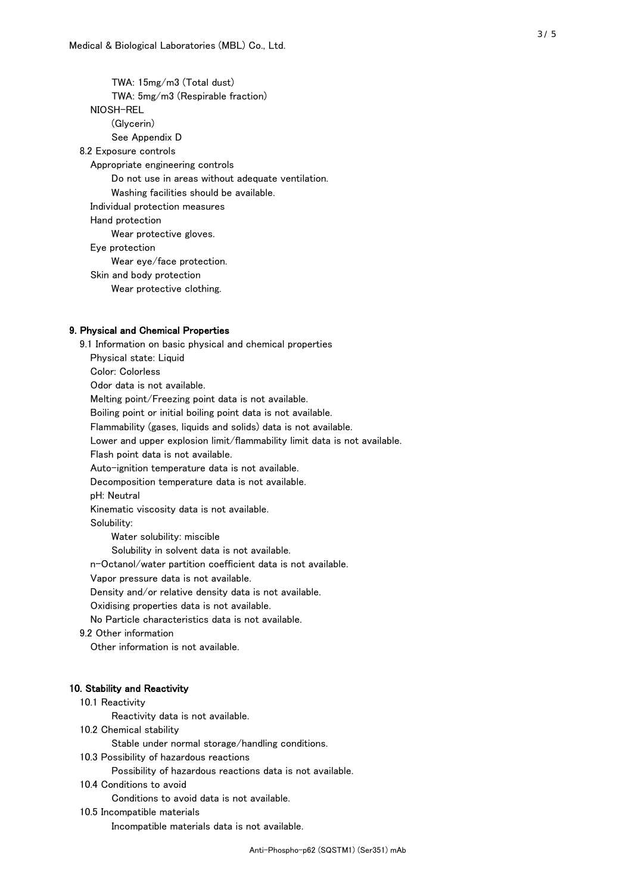TWA: 15mg/m3 (Total dust)

TWA: 5mg/m3 (Respirable fraction)

NIOSH-REL

(Glycerin)

See Appendix D

8.2 Exposure controls

Appropriate engineering controls

Do not use in areas without adequate ventilation.

Washing facilities should be available.

Individual protection measures

Hand protection

Wear protective gloves.

Eye protection

Wear eye/face protection.

Skin and body protection

Wear protective clothing.

## 9. Physical and Chemical Properties

9.1 Information on basic physical and chemical properties

Physical state: Liquid

Color: Colorless

Odor data is not available.

Melting point/Freezing point data is not available.

Boiling point or initial boiling point data is not available.

Flammability (gases, liquids and solids) data is not available.

Lower and upper explosion limit/flammability limit data is not available.

Flash point data is not available.

Auto-ignition temperature data is not available.

Decomposition temperature data is not available.

pH: Neutral

Kinematic viscosity data is not available.

Solubility:

Water solubility: miscible

Solubility in solvent data is not available.

n-Octanol/water partition coefficient data is not available.

Vapor pressure data is not available.

Density and/or relative density data is not available.

Oxidising properties data is not available.

No Particle characteristics data is not available.

9.2 Other information

Other information is not available.

## 10. Stability and Reactivity

10.1 Reactivity

Reactivity data is not available.

10.2 Chemical stability

Stable under normal storage/handling conditions.

10.3 Possibility of hazardous reactions

Possibility of hazardous reactions data is not available.

10.4 Conditions to avoid

Conditions to avoid data is not available.

10.5 Incompatible materials

Incompatible materials data is not available.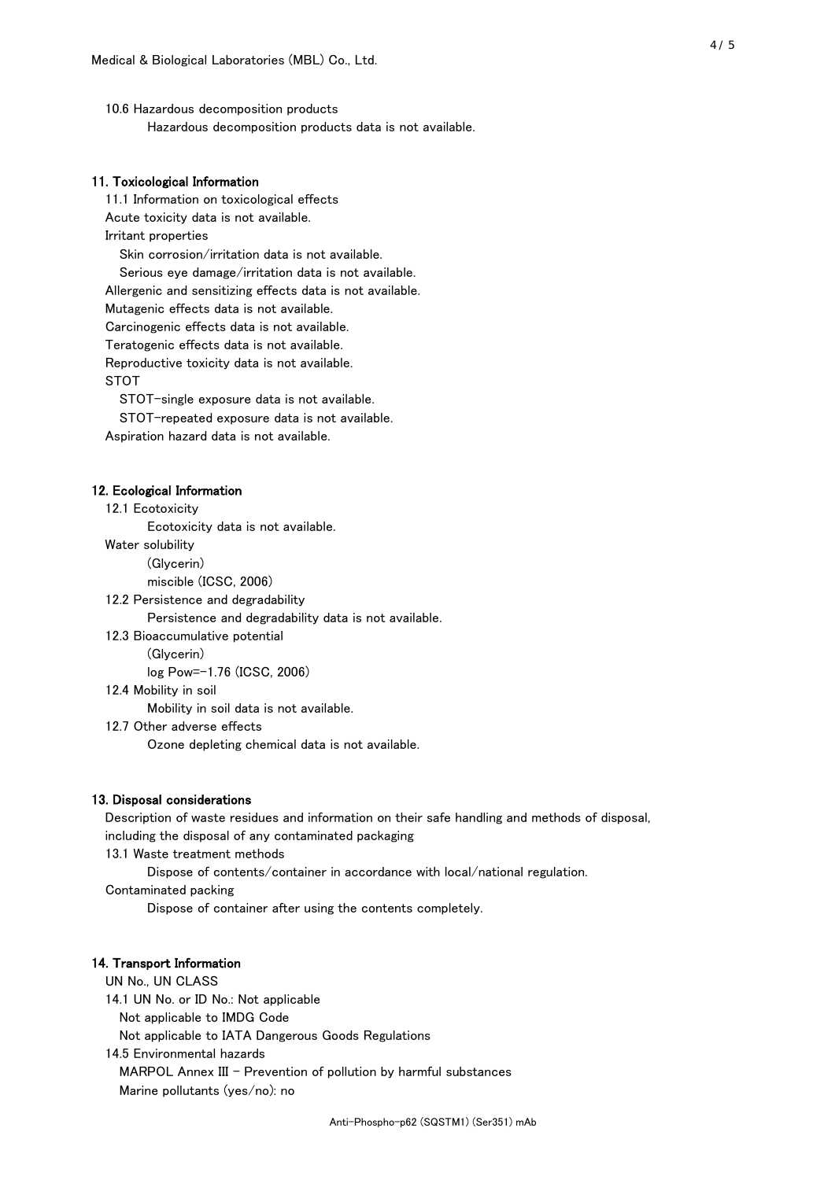10.6 Hazardous decomposition products

Hazardous decomposition products data is not available.

## 11. Toxicological Information

11.1 Information on toxicological effects

Acute toxicity data is not available.

Irritant properties

Skin corrosion/irritation data is not available.

Serious eye damage/irritation data is not available.

Allergenic and sensitizing effects data is not available.

Mutagenic effects data is not available.

Carcinogenic effects data is not available.

Teratogenic effects data is not available.

Reproductive toxicity data is not available.

STOT

STOT-single exposure data is not available.

STOT-repeated exposure data is not available.

Aspiration hazard data is not available.

## 12. Ecological Information

12.1 Ecotoxicity

Ecotoxicity data is not available.

Water solubility

(Glycerin)

miscible (ICSC, 2006)

12.2 Persistence and degradability

Persistence and degradability data is not available.

12.3 Bioaccumulative potential

(Glycerin)

log Pow=-1.76 (ICSC, 2006)

12.4 Mobility in soil

Mobility in soil data is not available.

12.7 Other adverse effects

Ozone depleting chemical data is not available.

## 13. Disposal considerations

Description of waste residues and information on their safe handling and methods of disposal, including the disposal of any contaminated packaging

13.1 Waste treatment methods

Dispose of contents/container in accordance with local/national regulation.

Contaminated packing

Dispose of container after using the contents completely.

## 14. Transport Information

UN No., UN CLASS

14.1 UN No. or ID No.: Not applicable

Not applicable to IMDG Code

Not applicable to IATA Dangerous Goods Regulations

14.5 Environmental hazards

MARPOL Annex III - Prevention of pollution by harmful substances

Marine pollutants (yes/no): no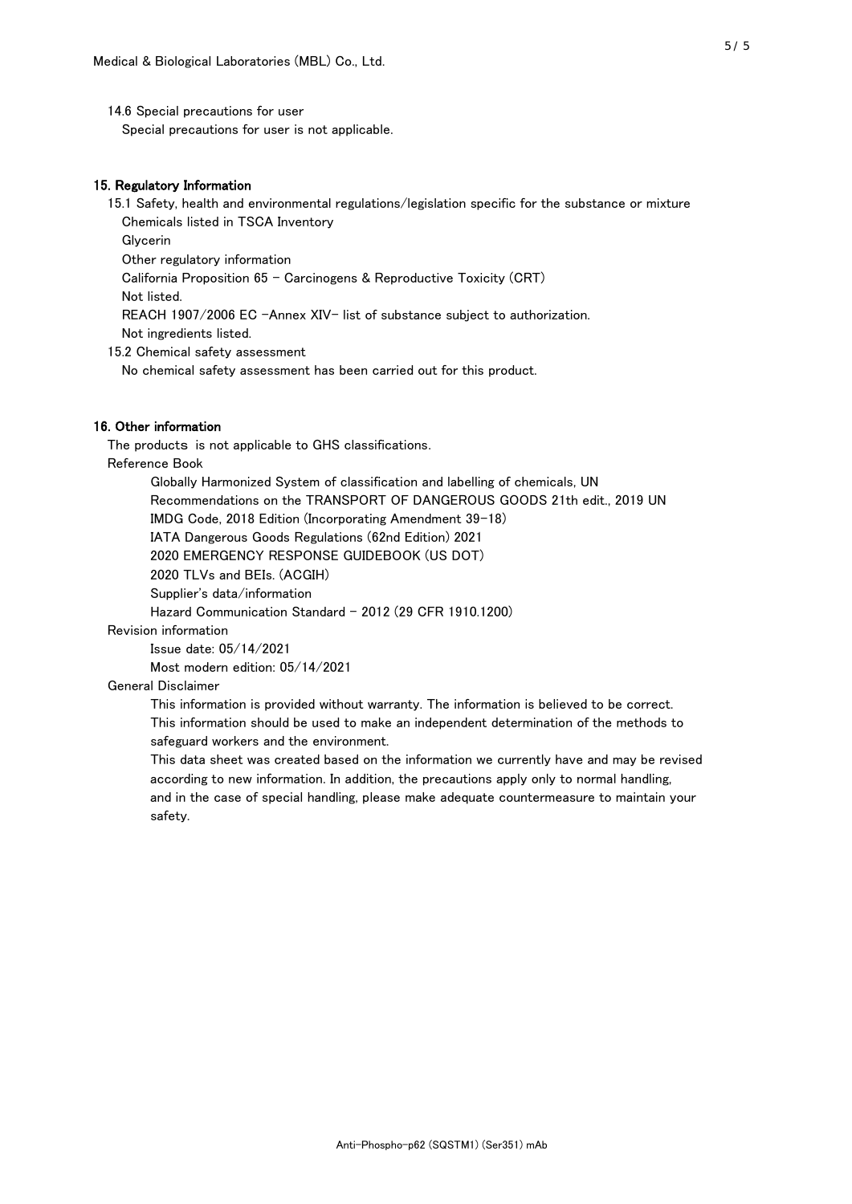14.6 Special precautions for user

Special precautions for user is not applicable.

## 15. Regulatory Information

15.1 Safety, health and environmental regulations/legislation specific for the substance or mixture

Chemicals listed in TSCA Inventory

Glycerin

Other regulatory information

California Proposition 65 - Carcinogens & Reproductive Toxicity (CRT)

Not listed.

REACH 1907/2006 EC -Annex XIV- list of substance subject to authorization.

Not ingredients listed.

15.2 Chemical safety assessment

No chemical safety assessment has been carried out for this product.

## 16. Other information

The products is not applicable to GHS classifications.

Reference Book

Globally Harmonized System of classification and labelling of chemicals, UN
Recommendations on the TRANSPORT OF DANGEROUS GOODS 21th edit., 2019 UN
IMDG Code, 2018 Edition (Incorporating Amendment 39-18)
IATA Dangerous Goods Regulations (62nd Edition) 2021
2020 EMERGENCY RESPONSE GUIDEBOOK (US DOT)
2020 TLVs and BEIs. (ACGIH)
Supplier's data/information
Hazard Communication Standard - 2012 (29 CFR 1910.1200)

Revision information

Issue date: 05/14/2021
Most modern edition: 05/14/2021

General Disclaimer

This information is provided without warranty. The information is believed to be correct. This information should be used to make an independent determination of the methods to safeguard workers and the environment.

This data sheet was created based on the information we currently have and may be revised according to new information. In addition, the precautions apply only to normal handling, and in the case of special handling, please make adequate countermeasure to maintain your safety.